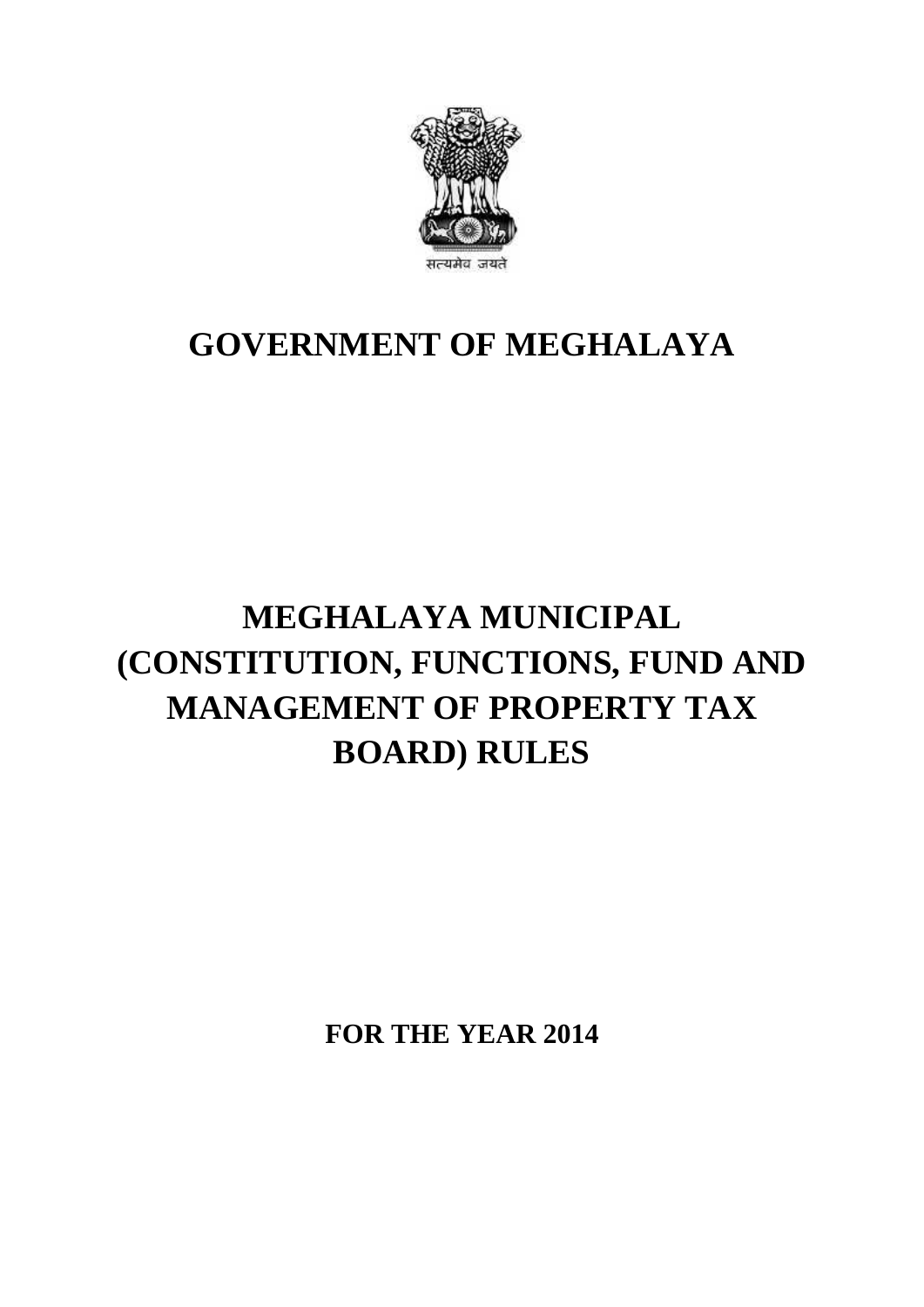सत्यमेव जयते

# GOVERNMENT OF MEGHALAYA

# MEGHALAYA MUNICIPAL (CONSTITUTION, FUNCTIONS, FUND AND MANAGEMENT OF PROPERTY TAX BOARD) RULES

**FOR THE YEAR 2014**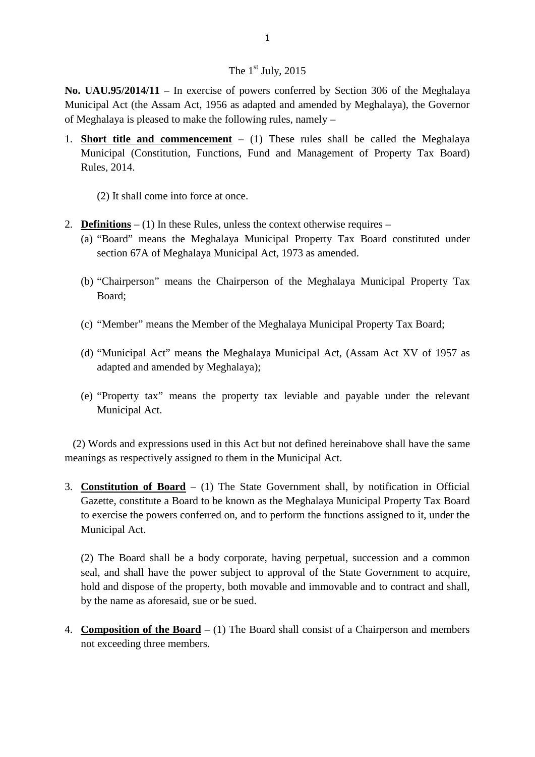The 1st July, 2015

**No. UAU.95/2014/11** – In exercise of powers conferred by Section 306 of the Meghalaya Municipal Act (the Assam Act, 1956 as adapted and amended by Meghalaya), the Governor of Meghalaya is pleased to make the following rules, namely –

1. **Short title and commencement** – (1) These rules shall be called the Meghalaya Municipal (Constitution, Functions, Fund and Management of Property Tax Board) Rules, 2014.

   (2) It shall come into force at once.

2. **Definitions** – (1) In these Rules, unless the context otherwise requires –
   (a) "Board" means the Meghalaya Municipal Property Tax Board constituted under section 67A of Meghalaya Municipal Act, 1973 as amended.

   (b) "Chairperson" means the Chairperson of the Meghalaya Municipal Property Tax Board;

   (c) "Member" means the Member of the Meghalaya Municipal Property Tax Board;

   (d) "Municipal Act" means the Meghalaya Municipal Act, (Assam Act XV of 1957 as adapted and amended by Meghalaya);

   (e) "Property tax" means the property tax leviable and payable under the relevant Municipal Act.

   (2) Words and expressions used in this Act but not defined hereinabove shall have the same meanings as respectively assigned to them in the Municipal Act.

3. **Constitution of Board** – (1) The State Government shall, by notification in Official Gazette, constitute a Board to be known as the Meghalaya Municipal Property Tax Board to exercise the powers conferred on, and to perform the functions assigned to it, under the Municipal Act.

   (2) The Board shall be a body corporate, having perpetual, succession and a common seal, and shall have the power subject to approval of the State Government to acquire, hold and dispose of the property, both movable and immovable and to contract and shall, by the name as aforesaid, sue or be sued.

4. **Composition of the Board** – (1) The Board shall consist of a Chairperson and members not exceeding three members.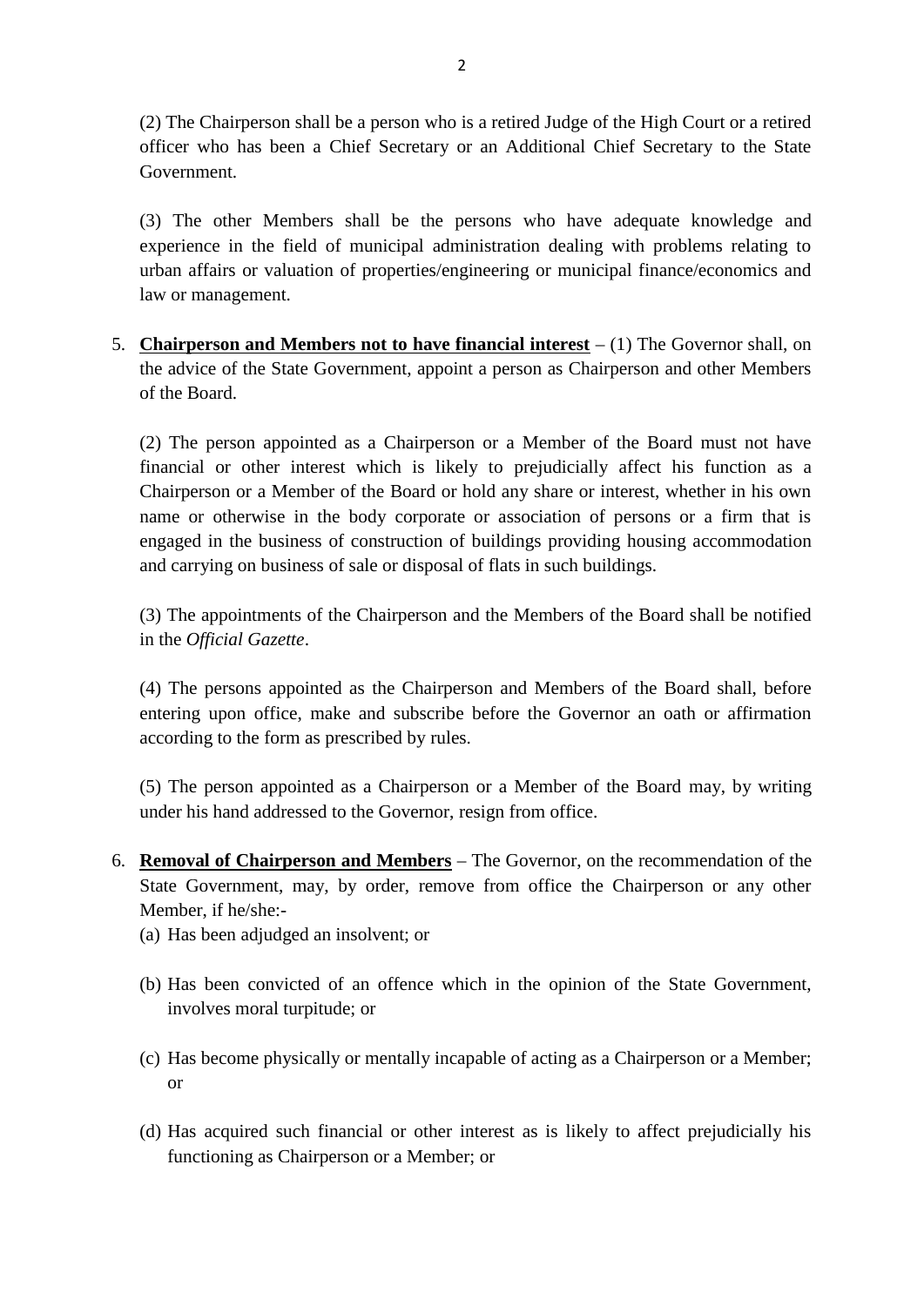(2) The Chairperson shall be a person who is a retired Judge of the High Court or a retired officer who has been a Chief Secretary or an Additional Chief Secretary to the State Government.

(3) The other Members shall be the persons who have adequate knowledge and experience in the field of municipal administration dealing with problems relating to urban affairs or valuation of properties/engineering or municipal finance/economics and law or management.

5. **Chairperson and Members not to have financial interest** – (1) The Governor shall, on the advice of the State Government, appoint a person as Chairperson and other Members of the Board.

   (2) The person appointed as a Chairperson or a Member of the Board must not have financial or other interest which is likely to prejudicially affect his function as a Chairperson or a Member of the Board or hold any share or interest, whether in his own name or otherwise in the body corporate or association of persons or a firm that is engaged in the business of construction of buildings providing housing accommodation and carrying on business of sale or disposal of flats in such buildings.

   (3) The appointments of the Chairperson and the Members of the Board shall be notified in the *Official Gazette*.

   (4) The persons appointed as the Chairperson and Members of the Board shall, before entering upon office, make and subscribe before the Governor an oath or affirmation according to the form as prescribed by rules.

   (5) The person appointed as a Chairperson or a Member of the Board may, by writing under his hand addressed to the Governor, resign from office.

6. **Removal of Chairperson and Members** – The Governor, on the recommendation of the State Government, may, by order, remove from office the Chairperson or any other Member, if he/she:-

   (a) Has been adjudged an insolvent; or

   (b) Has been convicted of an offence which in the opinion of the State Government, involves moral turpitude; or

   (c) Has become physically or mentally incapable of acting as a Chairperson or a Member; or

   (d) Has acquired such financial or other interest as is likely to affect prejudicially his functioning as Chairperson or a Member; or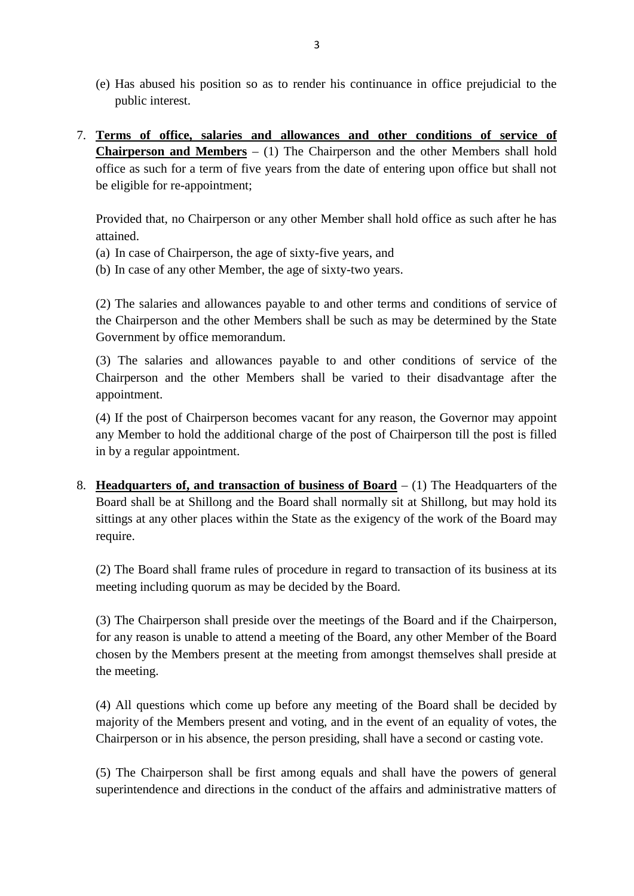(e) Has abused his position so as to render his continuance in office prejudicial to the public interest.

7. **Terms of office, salaries and allowances and other conditions of service of Chairperson and Members** – (1) The Chairperson and the other Members shall hold office as such for a term of five years from the date of entering upon office but shall not be eligible for re-appointment;

   Provided that, no Chairperson or any other Member shall hold office as such after he has attained.

   (a) In case of Chairperson, the age of sixty-five years, and

   (b) In case of any other Member, the age of sixty-two years.

   (2) The salaries and allowances payable to and other terms and conditions of service of the Chairperson and the other Members shall be such as may be determined by the State Government by office memorandum.

   (3) The salaries and allowances payable to and other conditions of service of the Chairperson and the other Members shall be varied to their disadvantage after the appointment.

   (4) If the post of Chairperson becomes vacant for any reason, the Governor may appoint any Member to hold the additional charge of the post of Chairperson till the post is filled in by a regular appointment.

8. **Headquarters of, and transaction of business of Board** – (1) The Headquarters of the Board shall be at Shillong and the Board shall normally sit at Shillong, but may hold its sittings at any other places within the State as the exigency of the work of the Board may require.

   (2) The Board shall frame rules of procedure in regard to transaction of its business at its meeting including quorum as may be decided by the Board.

   (3) The Chairperson shall preside over the meetings of the Board and if the Chairperson, for any reason is unable to attend a meeting of the Board, any other Member of the Board chosen by the Members present at the meeting from amongst themselves shall preside at the meeting.

   (4) All questions which come up before any meeting of the Board shall be decided by majority of the Members present and voting, and in the event of an equality of votes, the Chairperson or in his absence, the person presiding, shall have a second or casting vote.

   (5) The Chairperson shall be first among equals and shall have the powers of general superintendence and directions in the conduct of the affairs and administrative matters of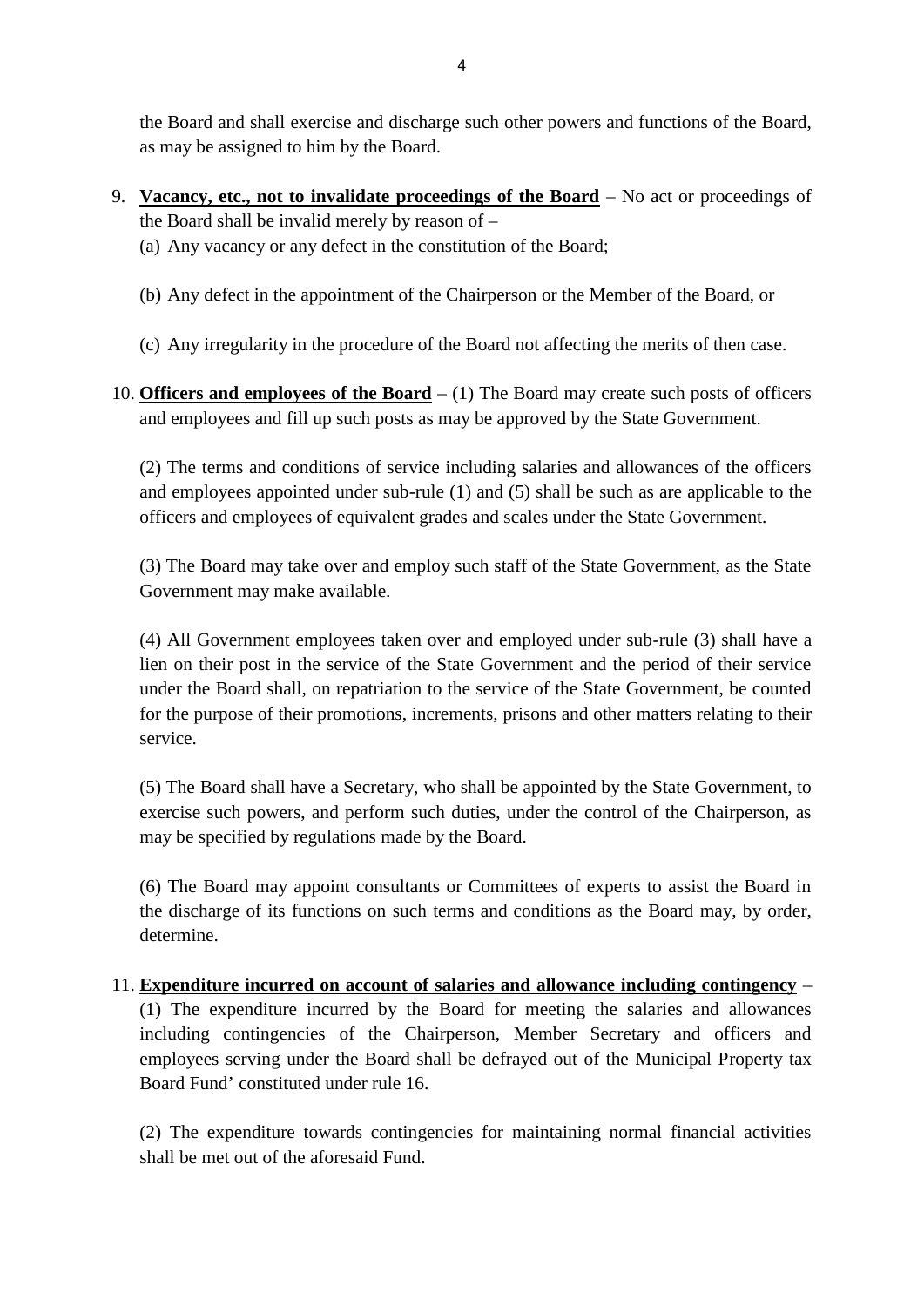the Board and shall exercise and discharge such other powers and functions of the Board, as may be assigned to him by the Board.

9. **Vacancy, etc., not to invalidate proceedings of the Board** – No act or proceedings of the Board shall be invalid merely by reason of –
   (a) Any vacancy or any defect in the constitution of the Board;

   (b) Any defect in the appointment of the Chairperson or the Member of the Board, or

   (c) Any irregularity in the procedure of the Board not affecting the merits of then case.

10. **Officers and employees of the Board** – (1) The Board may create such posts of officers and employees and fill up such posts as may be approved by the State Government.

    (2) The terms and conditions of service including salaries and allowances of the officers and employees appointed under sub-rule (1) and (5) shall be such as are applicable to the officers and employees of equivalent grades and scales under the State Government.

    (3) The Board may take over and employ such staff of the State Government, as the State Government may make available.

    (4) All Government employees taken over and employed under sub-rule (3) shall have a lien on their post in the service of the State Government and the period of their service under the Board shall, on repatriation to the service of the State Government, be counted for the purpose of their promotions, increments, prisons and other matters relating to their service.

    (5) The Board shall have a Secretary, who shall be appointed by the State Government, to exercise such powers, and perform such duties, under the control of the Chairperson, as may be specified by regulations made by the Board.

    (6) The Board may appoint consultants or Committees of experts to assist the Board in the discharge of its functions on such terms and conditions as the Board may, by order, determine.

11. **Expenditure incurred on account of salaries and allowance including contingency** – (1) The expenditure incurred by the Board for meeting the salaries and allowances including contingencies of the Chairperson, Member Secretary and officers and employees serving under the Board shall be defrayed out of the Municipal Property tax Board Fund' constituted under rule 16.

    (2) The expenditure towards contingencies for maintaining normal financial activities shall be met out of the aforesaid Fund.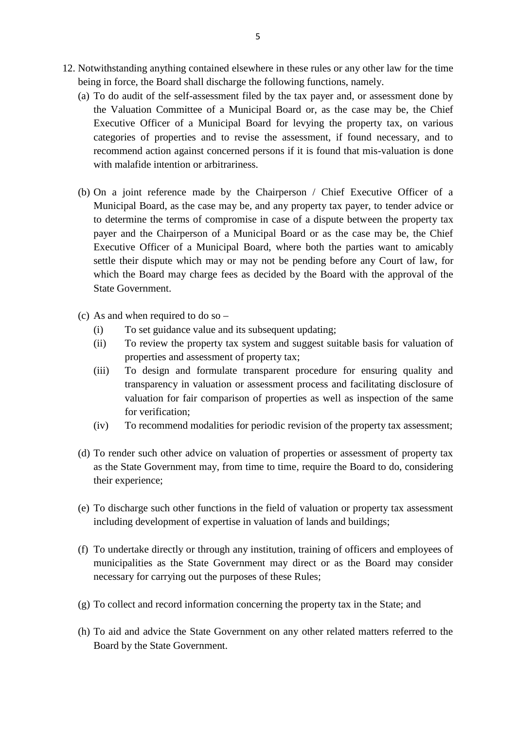12. Notwithstanding anything contained elsewhere in these rules or any other law for the time being in force, the Board shall discharge the following functions, namely.

    (a) To do audit of the self-assessment filed by the tax payer and, or assessment done by the Valuation Committee of a Municipal Board or, as the case may be, the Chief Executive Officer of a Municipal Board for levying the property tax, on various categories of properties and to revise the assessment, if found necessary, and to recommend action against concerned persons if it is found that mis-valuation is done with malafide intention or arbitrariness.

    (b) On a joint reference made by the Chairperson / Chief Executive Officer of a Municipal Board, as the case may be, and any property tax payer, to tender advice or to determine the terms of compromise in case of a dispute between the property tax payer and the Chairperson of a Municipal Board or as the case may be, the Chief Executive Officer of a Municipal Board, where both the parties want to amicably settle their dispute which may or may not be pending before any Court of law, for which the Board may charge fees as decided by the Board with the approval of the State Government.

    (c) As and when required to do so –

        (i) To set guidance value and its subsequent updating;

        (ii) To review the property tax system and suggest suitable basis for valuation of properties and assessment of property tax;

        (iii) To design and formulate transparent procedure for ensuring quality and transparency in valuation or assessment process and facilitating disclosure of valuation for fair comparison of properties as well as inspection of the same for verification;

        (iv) To recommend modalities for periodic revision of the property tax assessment;

    (d) To render such other advice on valuation of properties or assessment of property tax as the State Government may, from time to time, require the Board to do, considering their experience;

    (e) To discharge such other functions in the field of valuation or property tax assessment including development of expertise in valuation of lands and buildings;

    (f) To undertake directly or through any institution, training of officers and employees of municipalities as the State Government may direct or as the Board may consider necessary for carrying out the purposes of these Rules;

    (g) To collect and record information concerning the property tax in the State; and

    (h) To aid and advice the State Government on any other related matters referred to the Board by the State Government.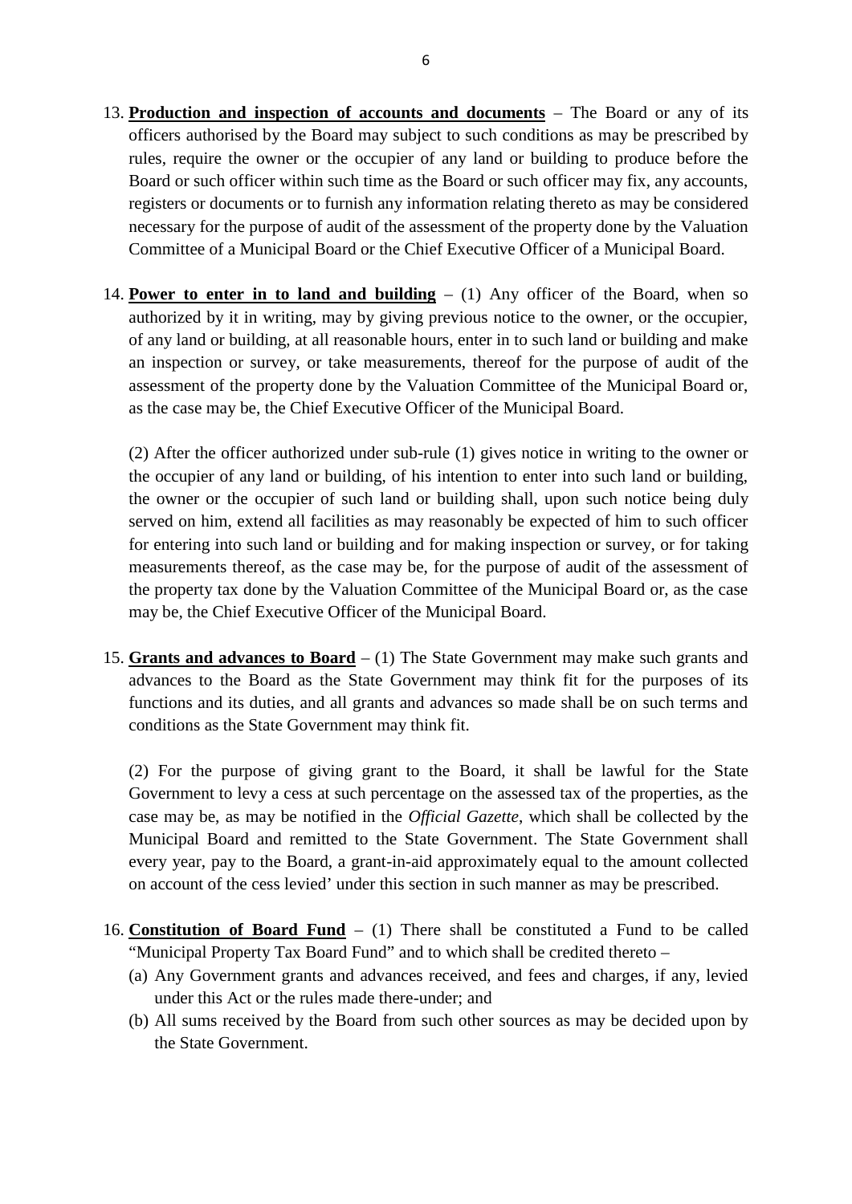13. **Production and inspection of accounts and documents** – The Board or any of its officers authorised by the Board may subject to such conditions as may be prescribed by rules, require the owner or the occupier of any land or building to produce before the Board or such officer within such time as the Board or such officer may fix, any accounts, registers or documents or to furnish any information relating thereto as may be considered necessary for the purpose of audit of the assessment of the property done by the Valuation Committee of a Municipal Board or the Chief Executive Officer of a Municipal Board.

14. **Power to enter in to land and building** – (1) Any officer of the Board, when so authorized by it in writing, may by giving previous notice to the owner, or the occupier, of any land or building, at all reasonable hours, enter in to such land or building and make an inspection or survey, or take measurements, thereof for the purpose of audit of the assessment of the property done by the Valuation Committee of the Municipal Board or, as the case may be, the Chief Executive Officer of the Municipal Board.

    (2) After the officer authorized under sub-rule (1) gives notice in writing to the owner or the occupier of any land or building, of his intention to enter into such land or building, the owner or the occupier of such land or building shall, upon such notice being duly served on him, extend all facilities as may reasonably be expected of him to such officer for entering into such land or building and for making inspection or survey, or for taking measurements thereof, as the case may be, for the purpose of audit of the assessment of the property tax done by the Valuation Committee of the Municipal Board or, as the case may be, the Chief Executive Officer of the Municipal Board.

15. **Grants and advances to Board** – (1) The State Government may make such grants and advances to the Board as the State Government may think fit for the purposes of its functions and its duties, and all grants and advances so made shall be on such terms and conditions as the State Government may think fit.

    (2) For the purpose of giving grant to the Board, it shall be lawful for the State Government to levy a cess at such percentage on the assessed tax of the properties, as the case may be, as may be notified in the *Official Gazette*, which shall be collected by the Municipal Board and remitted to the State Government. The State Government shall every year, pay to the Board, a grant-in-aid approximately equal to the amount collected on account of the cess levied' under this section in such manner as may be prescribed.

16. **Constitution of Board Fund** – (1) There shall be constituted a Fund to be called "Municipal Property Tax Board Fund" and to which shall be credited thereto –
    (a) Any Government grants and advances received, and fees and charges, if any, levied under this Act or the rules made there-under; and
    (b) All sums received by the Board from such other sources as may be decided upon by the State Government.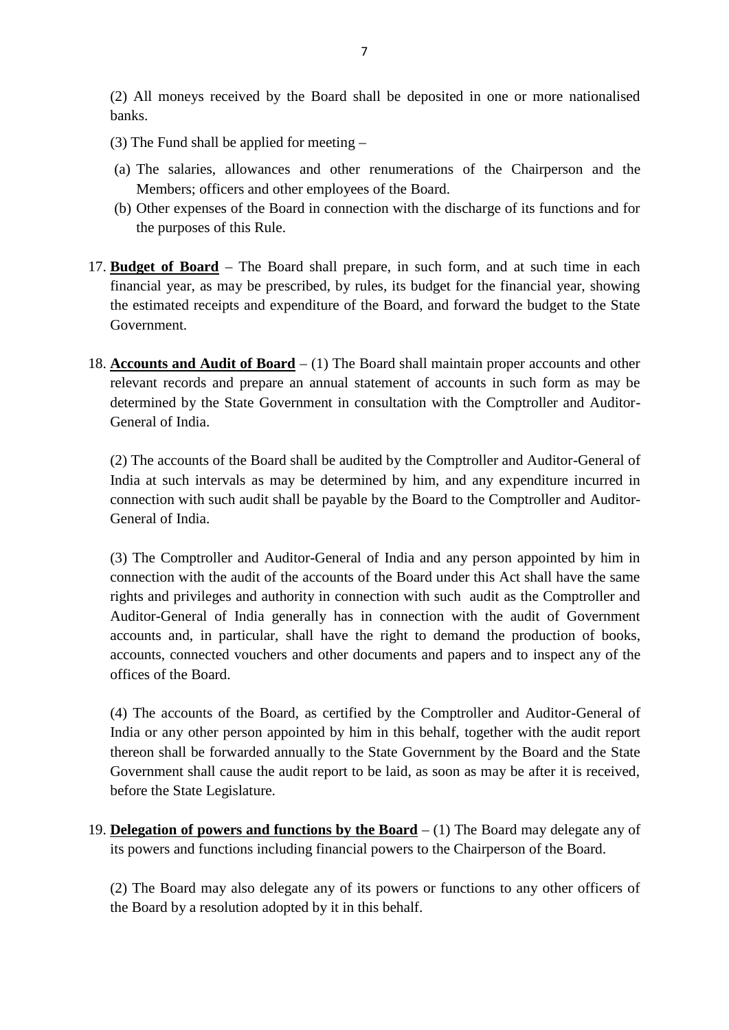(2) All moneys received by the Board shall be deposited in one or more nationalised banks.

(3) The Fund shall be applied for meeting –

(a) The salaries, allowances and other renumerations of the Chairperson and the Members; officers and other employees of the Board.
(b) Other expenses of the Board in connection with the discharge of its functions and for the purposes of this Rule.

17. **Budget of Board** – The Board shall prepare, in such form, and at such time in each financial year, as may be prescribed, by rules, its budget for the financial year, showing the estimated receipts and expenditure of the Board, and forward the budget to the State Government.

18. **Accounts and Audit of Board** – (1) The Board shall maintain proper accounts and other relevant records and prepare an annual statement of accounts in such form as may be determined by the State Government in consultation with the Comptroller and Auditor-General of India.

(2) The accounts of the Board shall be audited by the Comptroller and Auditor-General of India at such intervals as may be determined by him, and any expenditure incurred in connection with such audit shall be payable by the Board to the Comptroller and Auditor-General of India.

(3) The Comptroller and Auditor-General of India and any person appointed by him in connection with the audit of the accounts of the Board under this Act shall have the same rights and privileges and authority in connection with such audit as the Comptroller and Auditor-General of India generally has in connection with the audit of Government accounts and, in particular, shall have the right to demand the production of books, accounts, connected vouchers and other documents and papers and to inspect any of the offices of the Board.

(4) The accounts of the Board, as certified by the Comptroller and Auditor-General of India or any other person appointed by him in this behalf, together with the audit report thereon shall be forwarded annually to the State Government by the Board and the State Government shall cause the audit report to be laid, as soon as may be after it is received, before the State Legislature.

19. **Delegation of powers and functions by the Board** – (1) The Board may delegate any of its powers and functions including financial powers to the Chairperson of the Board.

(2) The Board may also delegate any of its powers or functions to any other officers of the Board by a resolution adopted by it in this behalf.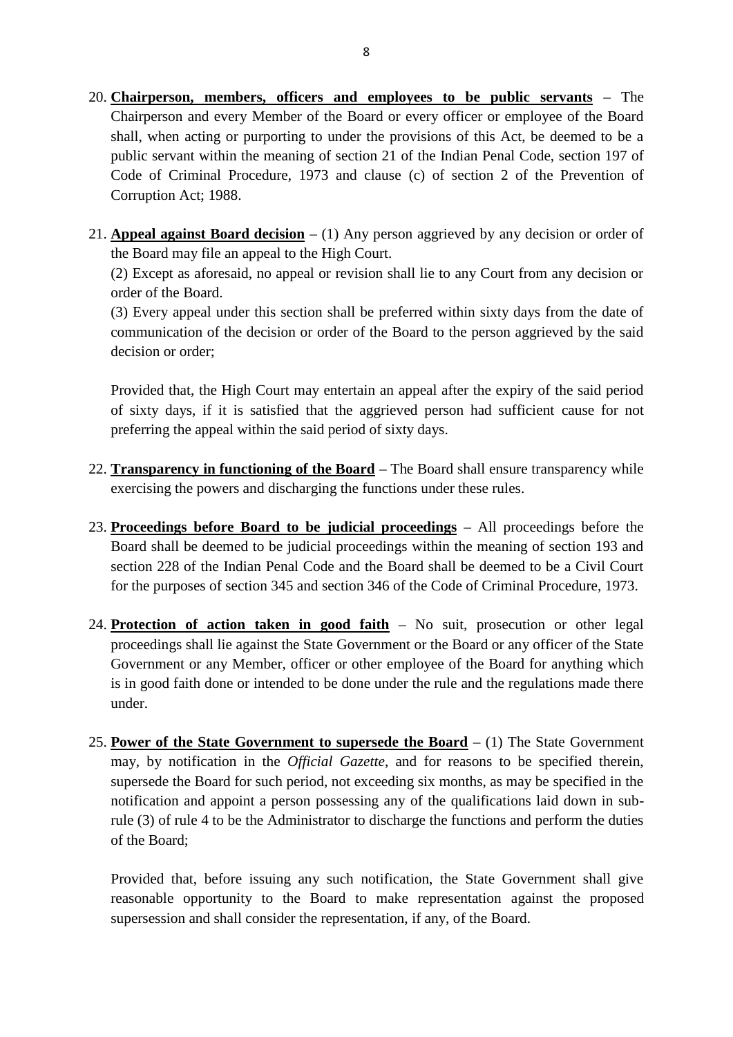20. **Chairperson, members, officers and employees to be public servants** – The Chairperson and every Member of the Board or every officer or employee of the Board shall, when acting or purporting to under the provisions of this Act, be deemed to be a public servant within the meaning of section 21 of the Indian Penal Code, section 197 of Code of Criminal Procedure, 1973 and clause (c) of section 2 of the Prevention of Corruption Act; 1988.

21. **Appeal against Board decision** – (1) Any person aggrieved by any decision or order of the Board may file an appeal to the High Court.

    (2) Except as aforesaid, no appeal or revision shall lie to any Court from any decision or order of the Board.

    (3) Every appeal under this section shall be preferred within sixty days from the date of communication of the decision or order of the Board to the person aggrieved by the said decision or order;

    Provided that, the High Court may entertain an appeal after the expiry of the said period of sixty days, if it is satisfied that the aggrieved person had sufficient cause for not preferring the appeal within the said period of sixty days.

22. **Transparency in functioning of the Board** – The Board shall ensure transparency while exercising the powers and discharging the functions under these rules.

23. **Proceedings before Board to be judicial proceedings** – All proceedings before the Board shall be deemed to be judicial proceedings within the meaning of section 193 and section 228 of the Indian Penal Code and the Board shall be deemed to be a Civil Court for the purposes of section 345 and section 346 of the Code of Criminal Procedure, 1973.

24. **Protection of action taken in good faith** – No suit, prosecution or other legal proceedings shall lie against the State Government or the Board or any officer of the State Government or any Member, officer or other employee of the Board for anything which is in good faith done or intended to be done under the rule and the regulations made there under.

25. **Power of the State Government to supersede the Board** – (1) The State Government may, by notification in the *Official Gazette*, and for reasons to be specified therein, supersede the Board for such period, not exceeding six months, as may be specified in the notification and appoint a person possessing any of the qualifications laid down in sub-rule (3) of rule 4 to be the Administrator to discharge the functions and perform the duties of the Board;

    Provided that, before issuing any such notification, the State Government shall give reasonable opportunity to the Board to make representation against the proposed supersession and shall consider the representation, if any, of the Board.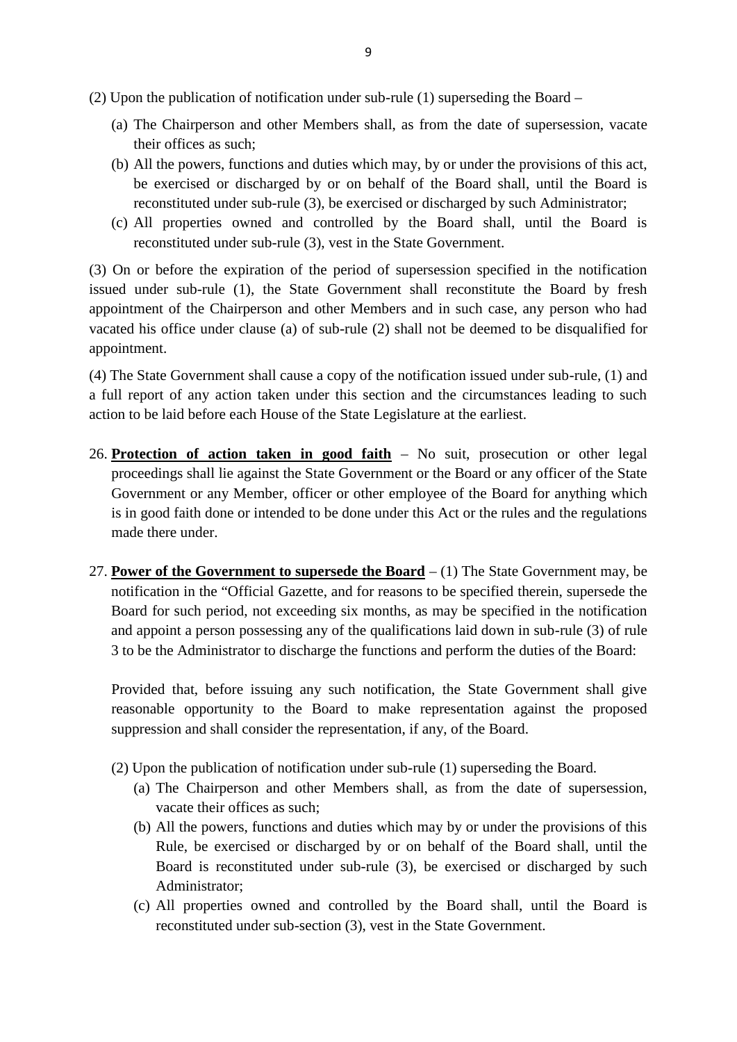(2) Upon the publication of notification under sub-rule (1) superseding the Board –

(a) The Chairperson and other Members shall, as from the date of supersession, vacate their offices as such;

(b) All the powers, functions and duties which may, by or under the provisions of this act, be exercised or discharged by or on behalf of the Board shall, until the Board is reconstituted under sub-rule (3), be exercised or discharged by such Administrator;

(c) All properties owned and controlled by the Board shall, until the Board is reconstituted under sub-rule (3), vest in the State Government.

(3) On or before the expiration of the period of supersession specified in the notification issued under sub-rule (1), the State Government shall reconstitute the Board by fresh appointment of the Chairperson and other Members and in such case, any person who had vacated his office under clause (a) of sub-rule (2) shall not be deemed to be disqualified for appointment.

(4) The State Government shall cause a copy of the notification issued under sub-rule, (1) and a full report of any action taken under this section and the circumstances leading to such action to be laid before each House of the State Legislature at the earliest.

26. **Protection of action taken in good faith** – No suit, prosecution or other legal proceedings shall lie against the State Government or the Board or any officer of the State Government or any Member, officer or other employee of the Board for anything which is in good faith done or intended to be done under this Act or the rules and the regulations made there under.

27. **Power of the Government to supersede the Board** – (1) The State Government may, be notification in the "Official Gazette, and for reasons to be specified therein, supersede the Board for such period, not exceeding six months, as may be specified in the notification and appoint a person possessing any of the qualifications laid down in sub-rule (3) of rule 3 to be the Administrator to discharge the functions and perform the duties of the Board:

    Provided that, before issuing any such notification, the State Government shall give reasonable opportunity to the Board to make representation against the proposed suppression and shall consider the representation, if any, of the Board.

    (2) Upon the publication of notification under sub-rule (1) superseding the Board.

    (a) The Chairperson and other Members shall, as from the date of supersession, vacate their offices as such;

    (b) All the powers, functions and duties which may by or under the provisions of this Rule, be exercised or discharged by or on behalf of the Board shall, until the Board is reconstituted under sub-rule (3), be exercised or discharged by such Administrator;

    (c) All properties owned and controlled by the Board shall, until the Board is reconstituted under sub-section (3), vest in the State Government.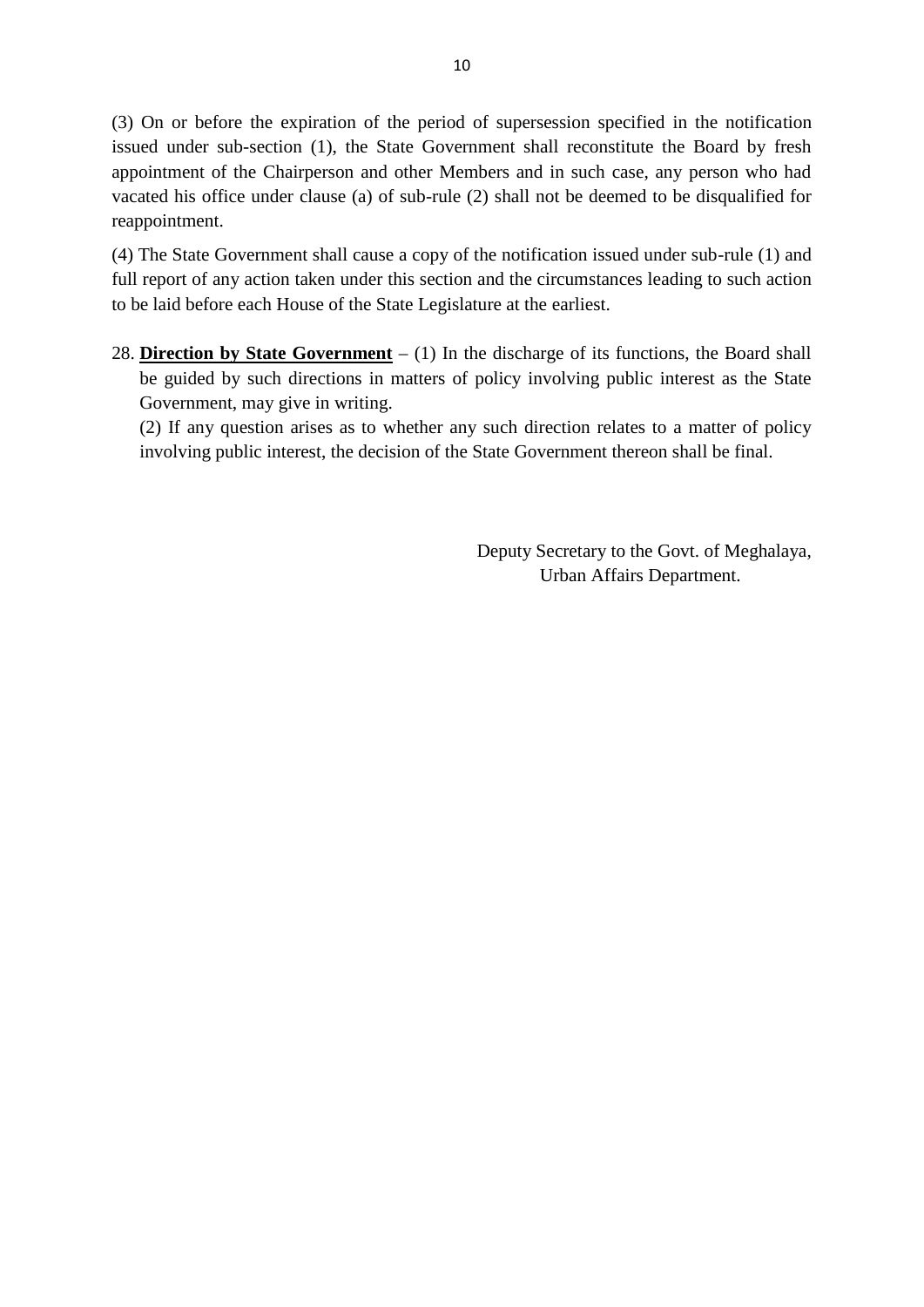(3) On or before the expiration of the period of supersession specified in the notification issued under sub-section (1), the State Government shall reconstitute the Board by fresh appointment of the Chairperson and other Members and in such case, any person who had vacated his office under clause (a) of sub-rule (2) shall not be deemed to be disqualified for reappointment.

(4) The State Government shall cause a copy of the notification issued under sub-rule (1) and full report of any action taken under this section and the circumstances leading to such action to be laid before each House of the State Legislature at the earliest.

28. **Direction by State Government** – (1) In the discharge of its functions, the Board shall be guided by such directions in matters of policy involving public interest as the State Government, may give in writing.

(2) If any question arises as to whether any such direction relates to a matter of policy involving public interest, the decision of the State Government thereon shall be final.

Deputy Secretary to the Govt. of Meghalaya,
Urban Affairs Department.